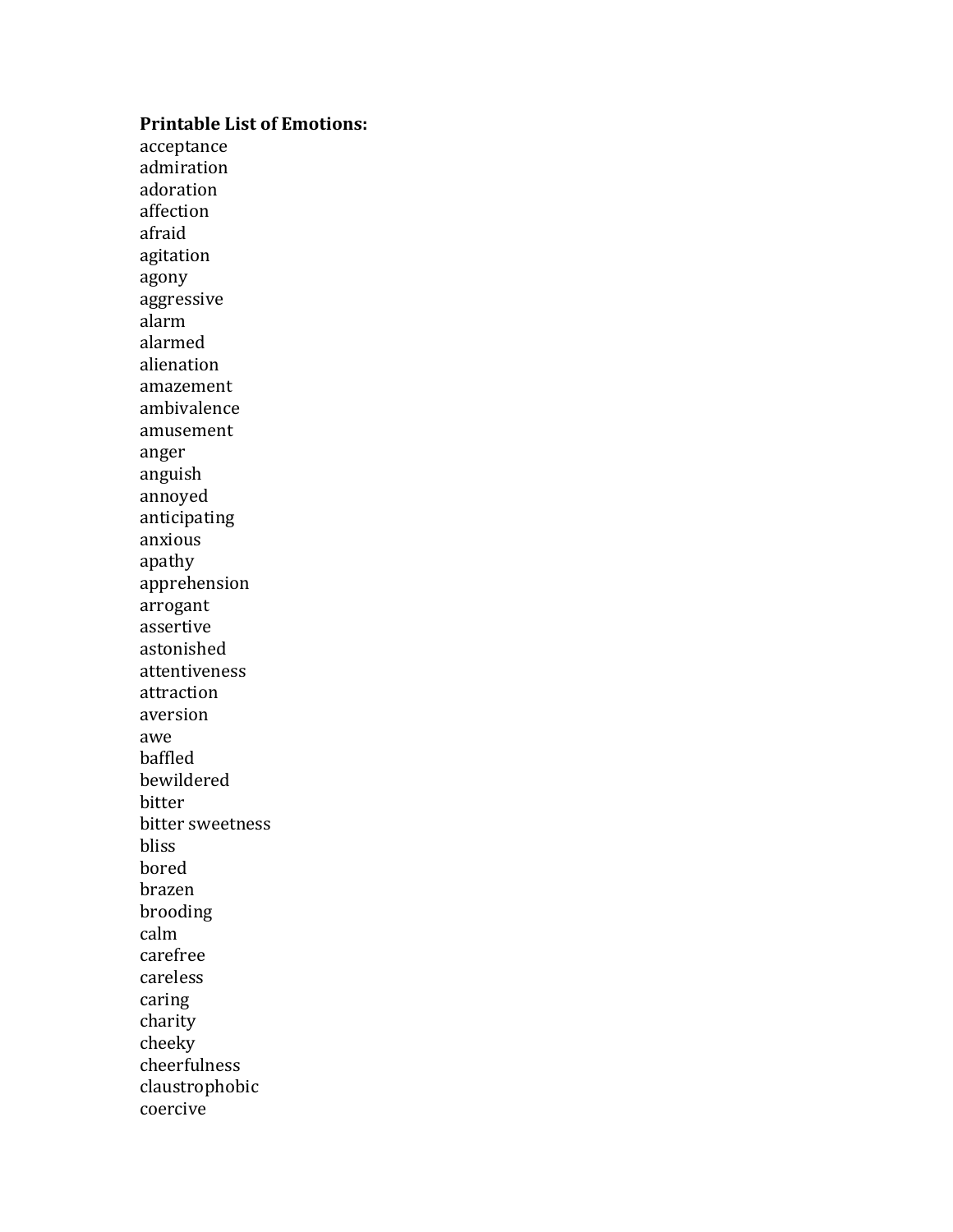**Printable List of Emotions:**

acceptance
admiration
adoration
affection
afraid
agitation
agony
aggressive
alarm
alarmed
alienation
amazement
ambivalence
amusement
anger
anguish
annoyed
anticipating
anxious
apathy
apprehension
arrogant
assertive
astonished
attentiveness
attraction
aversion
awe
baffled
bewildered
bitter
bitter sweetness
bliss
bored
brazen
brooding
calm
carefree
careless
caring
charity
cheeky
cheerfulness
claustrophobic
coercive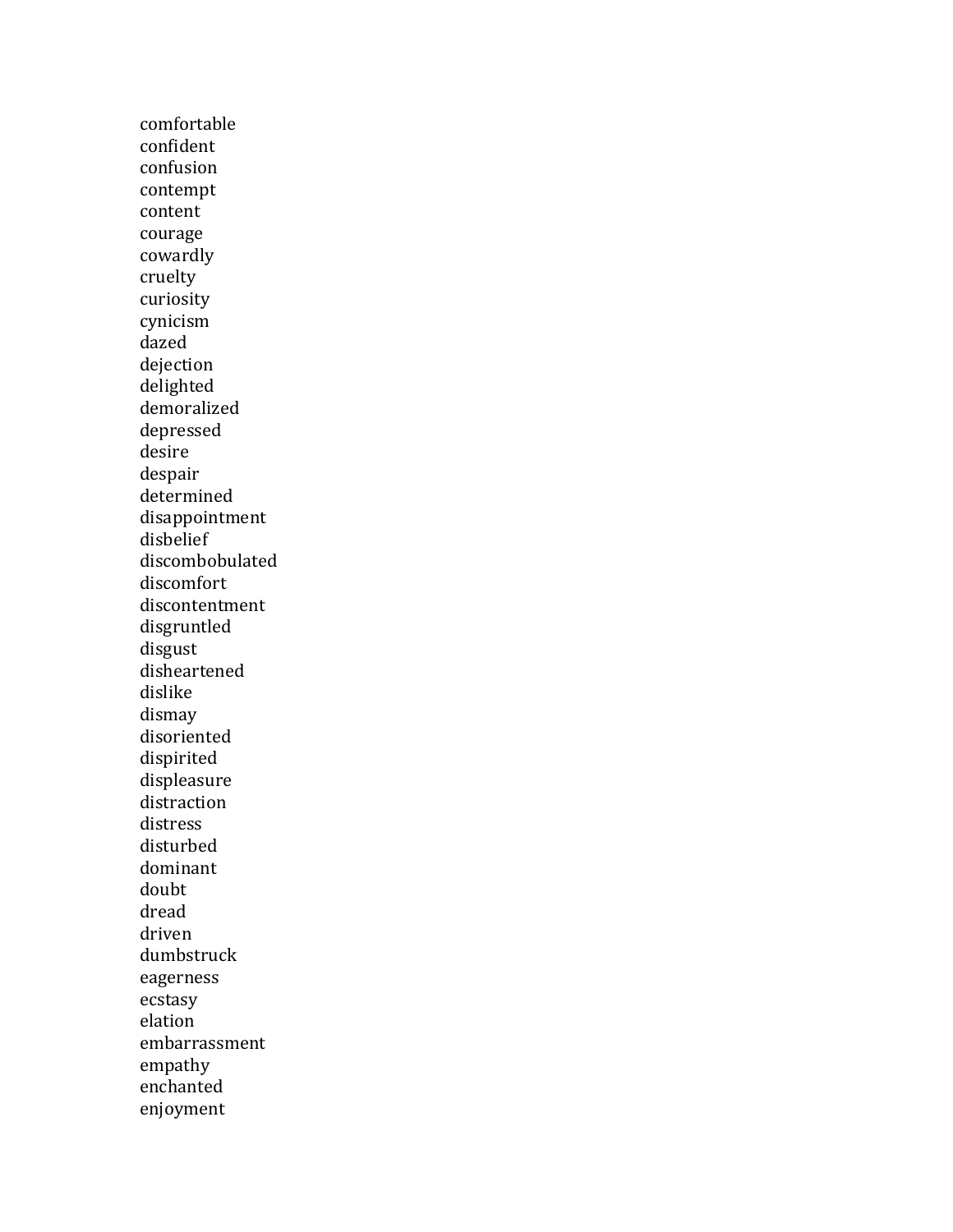comfortable
confident
confusion
contempt
content
courage
cowardly
cruelty
curiosity
cynicism
dazed
dejection
delighted
demoralized
depressed
desire
despair
determined
disappointment
disbelief
discombobulated
discomfort
discontentment
disgruntled
disgust
disheartened
dislike
dismay
disoriented
dispirited
displeasure
distraction
distress
disturbed
dominant
doubt
dread
driven
dumbstruck
eagerness
ecstasy
elation
embarrassment
empathy
enchanted
enjoyment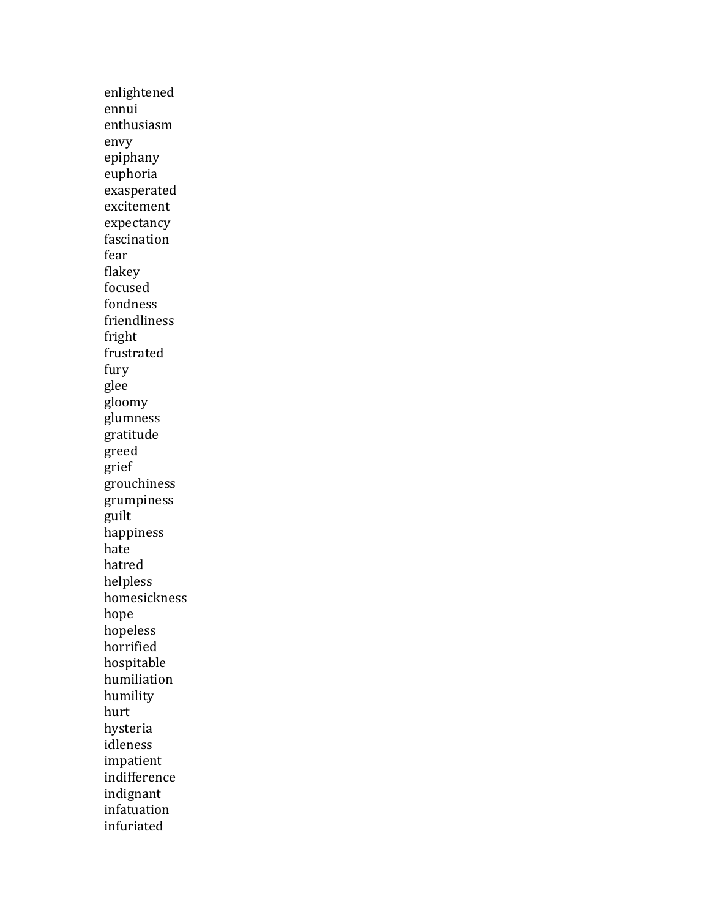enlightened
ennui
enthusiasm
envy
epiphany
euphoria
exasperated
excitement
expectancy
fascination
fear
flakey
focused
fondness
friendliness
fright
frustrated
fury
glee
gloomy
glumness
gratitude
greed
grief
grouchiness
grumpiness
guilt
happiness
hate
hatred
helpless
homesickness
hope
hopeless
horrified
hospitable
humiliation
humility
hurt
hysteria
idleness
impatient
indifference
indignant
infatuation
infuriated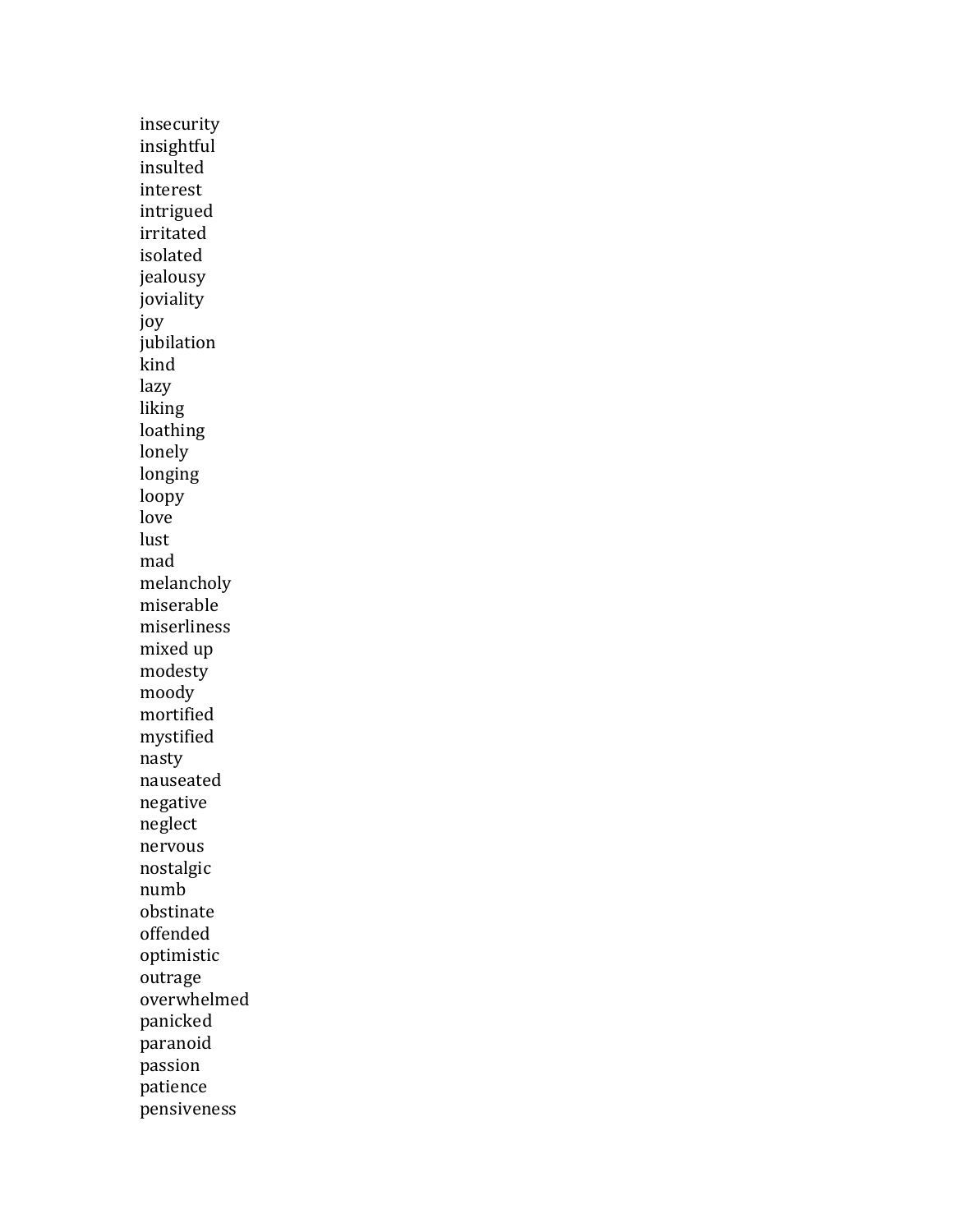insecurity
insightful
insulted
interest
intrigued
irritated
isolated
jealousy
joviality
joy
jubilation
kind
lazy
liking
loathing
lonely
longing
loopy
love
lust
mad
melancholy
miserable
miserliness
mixed up
modesty
moody
mortified
mystified
nasty
nauseated
negative
neglect
nervous
nostalgic
numb
obstinate
offended
optimistic
outrage
overwhelmed
panicked
paranoid
passion
patience
pensiveness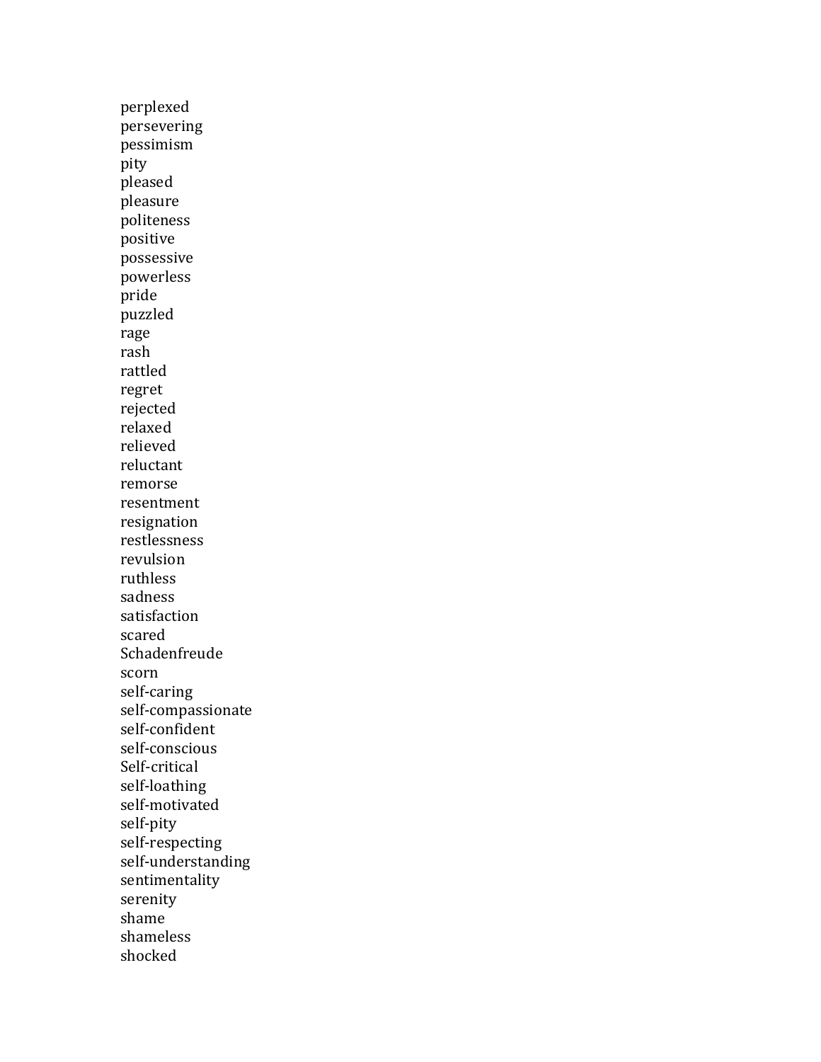perplexed
persevering
pessimism
pity
pleased
pleasure
politeness
positive
possessive
powerless
pride
puzzled
rage
rash
rattled
regret
rejected
relaxed
relieved
reluctant
remorse
resentment
resignation
restlessness
revulsion
ruthless
sadness
satisfaction
scared
Schadenfreude
scorn
self-caring
self-compassionate
self-confident
self-conscious
Self-critical
self-loathing
self-motivated
self-pity
self-respecting
self-understanding
sentimentality
serenity
shame
shameless
shocked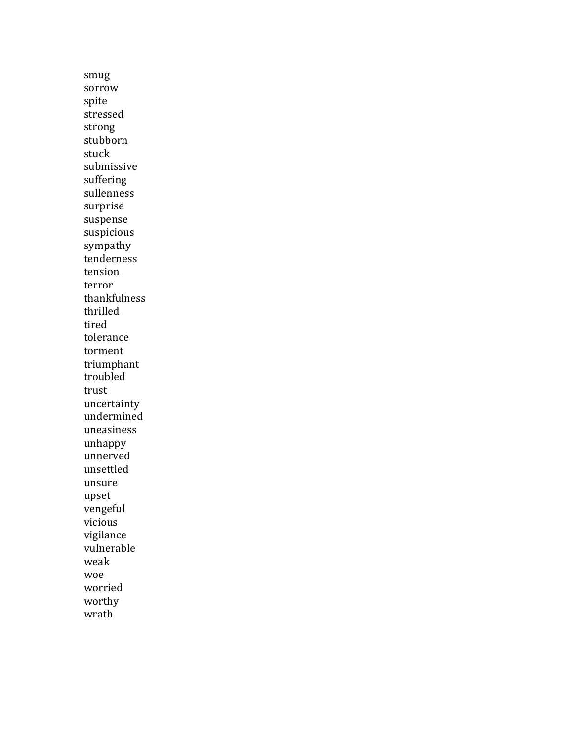smug
sorrow
spite
stressed
strong
stubborn
stuck
submissive
suffering
sullenness
surprise
suspense
suspicious
sympathy
tenderness
tension
terror
thankfulness
thrilled
tired
tolerance
torment
triumphant
troubled
trust
uncertainty
undermined
uneasiness
unhappy
unnerved
unsettled
unsure
upset
vengeful
vicious
vigilance
vulnerable
weak
woe
worried
worthy
wrath